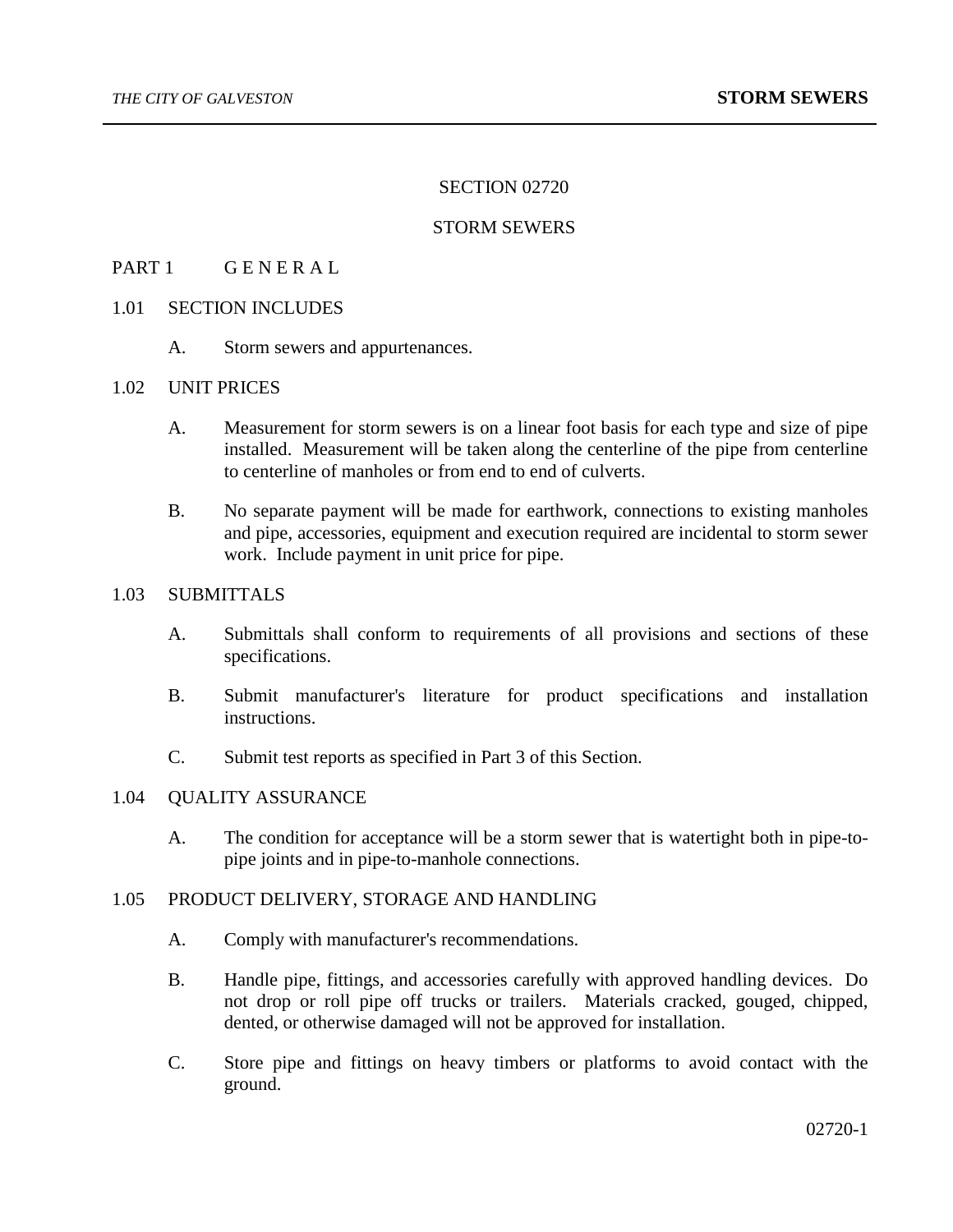# SECTION 02720

# STORM SEWERS

## PART 1 G E N E R A L

### 1.01 SECTION INCLUDES

A. Storm sewers and appurtenances.

### 1.02 UNIT PRICES

A. Measurement for storm sewers is on a linear foot basis for each type and size of pipe installed. Measurement will be taken along the centerline of the pipe from centerline to centerline of manholes or from end to end of culverts.

B. No separate payment will be made for earthwork, connections to existing manholes and pipe, accessories, equipment and execution required are incidental to storm sewer work. Include payment in unit price for pipe.

### 1.03 SUBMITTALS

A. Submittals shall conform to requirements of all provisions and sections of these specifications.

B. Submit manufacturer's literature for product specifications and installation instructions.

C. Submit test reports as specified in Part 3 of this Section.

### 1.04 QUALITY ASSURANCE

A. The condition for acceptance will be a storm sewer that is watertight both in pipe-to-pipe joints and in pipe-to-manhole connections.

### 1.05 PRODUCT DELIVERY, STORAGE AND HANDLING

A. Comply with manufacturer's recommendations.

B. Handle pipe, fittings, and accessories carefully with approved handling devices. Do not drop or roll pipe off trucks or trailers. Materials cracked, gouged, chipped, dented, or otherwise damaged will not be approved for installation.

C. Store pipe and fittings on heavy timbers or platforms to avoid contact with the ground.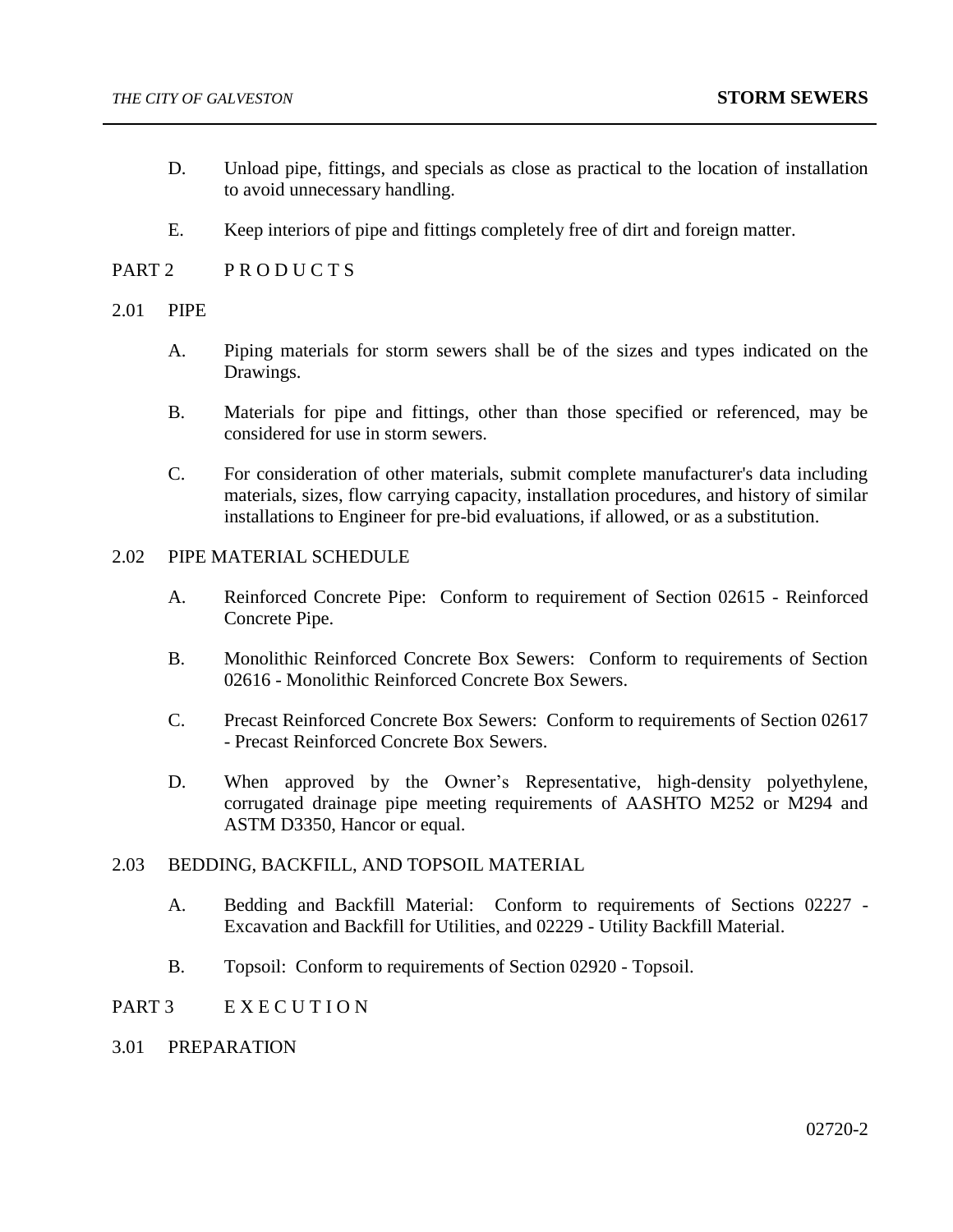D. Unload pipe, fittings, and specials as close as practical to the location of installation to avoid unnecessary handling.

E. Keep interiors of pipe and fittings completely free of dirt and foreign matter.

## PART 2 P R O D U C T S

### 2.01 PIPE

A. Piping materials for storm sewers shall be of the sizes and types indicated on the Drawings.

B. Materials for pipe and fittings, other than those specified or referenced, may be considered for use in storm sewers.

C. For consideration of other materials, submit complete manufacturer's data including materials, sizes, flow carrying capacity, installation procedures, and history of similar installations to Engineer for pre-bid evaluations, if allowed, or as a substitution.

### 2.02 PIPE MATERIAL SCHEDULE

A. Reinforced Concrete Pipe: Conform to requirement of Section 02615 - Reinforced Concrete Pipe.

B. Monolithic Reinforced Concrete Box Sewers: Conform to requirements of Section 02616 - Monolithic Reinforced Concrete Box Sewers.

C. Precast Reinforced Concrete Box Sewers: Conform to requirements of Section 02617 - Precast Reinforced Concrete Box Sewers.

D. When approved by the Owner's Representative, high-density polyethylene, corrugated drainage pipe meeting requirements of AASHTO M252 or M294 and ASTM D3350, Hancor or equal.

### 2.03 BEDDING, BACKFILL, AND TOPSOIL MATERIAL

A. Bedding and Backfill Material: Conform to requirements of Sections 02227 - Excavation and Backfill for Utilities, and 02229 - Utility Backfill Material.

B. Topsoil: Conform to requirements of Section 02920 - Topsoil.

## PART 3 E X E C U T I O N

### 3.01 PREPARATION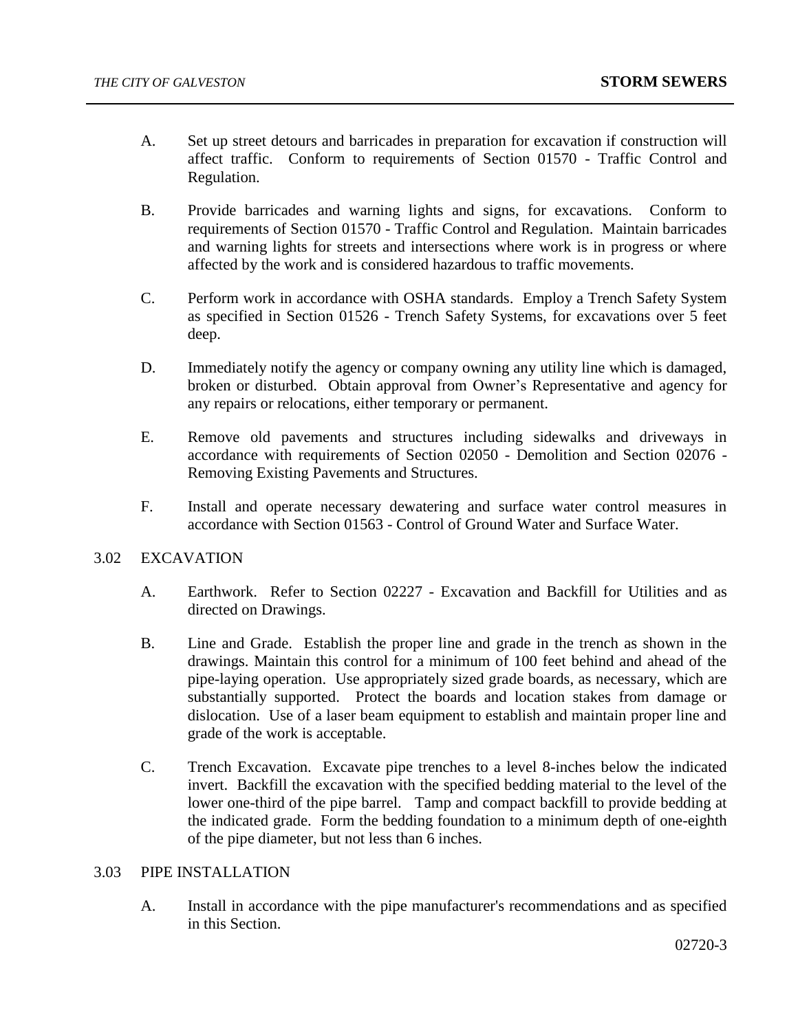A. Set up street detours and barricades in preparation for excavation if construction will affect traffic. Conform to requirements of Section 01570 - Traffic Control and Regulation.

B. Provide barricades and warning lights and signs, for excavations. Conform to requirements of Section 01570 - Traffic Control and Regulation. Maintain barricades and warning lights for streets and intersections where work is in progress or where affected by the work and is considered hazardous to traffic movements.

C. Perform work in accordance with OSHA standards. Employ a Trench Safety System as specified in Section 01526 - Trench Safety Systems, for excavations over 5 feet deep.

D. Immediately notify the agency or company owning any utility line which is damaged, broken or disturbed. Obtain approval from Owner's Representative and agency for any repairs or relocations, either temporary or permanent.

E. Remove old pavements and structures including sidewalks and driveways in accordance with requirements of Section 02050 - Demolition and Section 02076 - Removing Existing Pavements and Structures.

F. Install and operate necessary dewatering and surface water control measures in accordance with Section 01563 - Control of Ground Water and Surface Water.

## 3.02 EXCAVATION

A. Earthwork. Refer to Section 02227 - Excavation and Backfill for Utilities and as directed on Drawings.

B. Line and Grade. Establish the proper line and grade in the trench as shown in the drawings. Maintain this control for a minimum of 100 feet behind and ahead of the pipe-laying operation. Use appropriately sized grade boards, as necessary, which are substantially supported. Protect the boards and location stakes from damage or dislocation. Use of a laser beam equipment to establish and maintain proper line and grade of the work is acceptable.

C. Trench Excavation. Excavate pipe trenches to a level 8-inches below the indicated invert. Backfill the excavation with the specified bedding material to the level of the lower one-third of the pipe barrel. Tamp and compact backfill to provide bedding at the indicated grade. Form the bedding foundation to a minimum depth of one-eighth of the pipe diameter, but not less than 6 inches.

## 3.03 PIPE INSTALLATION

A. Install in accordance with the pipe manufacturer's recommendations and as specified in this Section.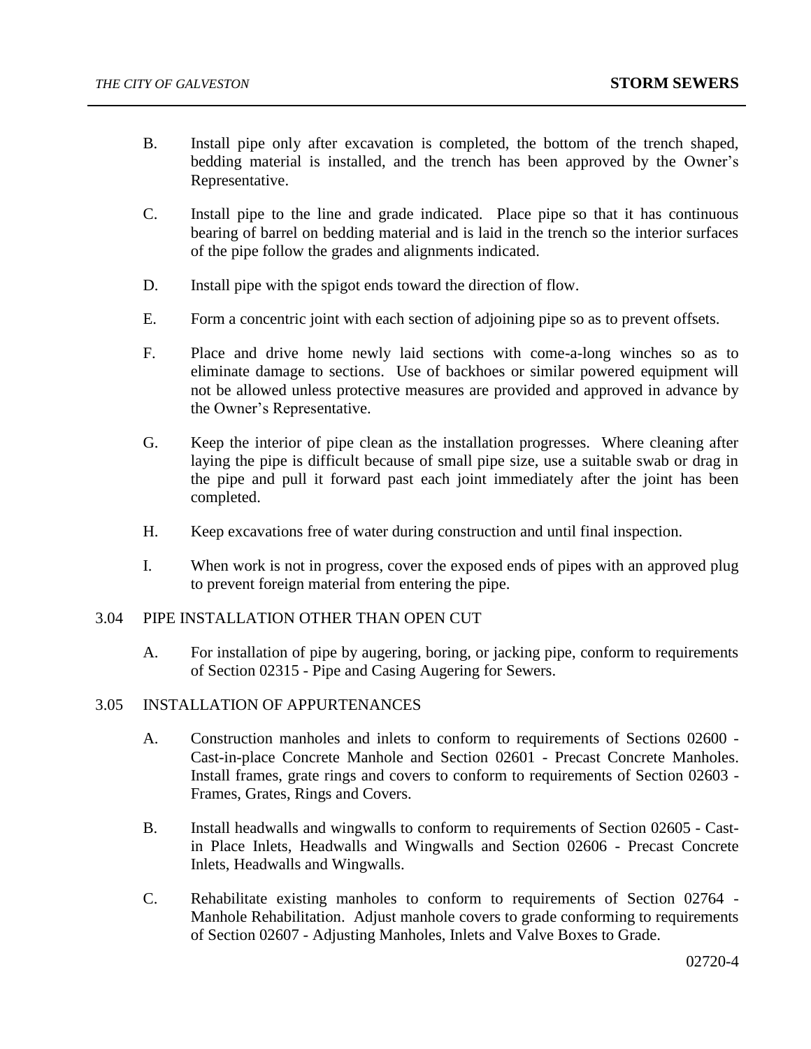B. Install pipe only after excavation is completed, the bottom of the trench shaped, bedding material is installed, and the trench has been approved by the Owner's Representative.

C. Install pipe to the line and grade indicated. Place pipe so that it has continuous bearing of barrel on bedding material and is laid in the trench so the interior surfaces of the pipe follow the grades and alignments indicated.

D. Install pipe with the spigot ends toward the direction of flow.

E. Form a concentric joint with each section of adjoining pipe so as to prevent offsets.

F. Place and drive home newly laid sections with come-a-long winches so as to eliminate damage to sections. Use of backhoes or similar powered equipment will not be allowed unless protective measures are provided and approved in advance by the Owner's Representative.

G. Keep the interior of pipe clean as the installation progresses. Where cleaning after laying the pipe is difficult because of small pipe size, use a suitable swab or drag in the pipe and pull it forward past each joint immediately after the joint has been completed.

H. Keep excavations free of water during construction and until final inspection.

I. When work is not in progress, cover the exposed ends of pipes with an approved plug to prevent foreign material from entering the pipe.

## 3.04 PIPE INSTALLATION OTHER THAN OPEN CUT

A. For installation of pipe by augering, boring, or jacking pipe, conform to requirements of Section 02315 - Pipe and Casing Augering for Sewers.

## 3.05 INSTALLATION OF APPURTENANCES

A. Construction manholes and inlets to conform to requirements of Sections 02600 - Cast-in-place Concrete Manhole and Section 02601 - Precast Concrete Manholes. Install frames, grate rings and covers to conform to requirements of Section 02603 - Frames, Grates, Rings and Covers.

B. Install headwalls and wingwalls to conform to requirements of Section 02605 - Cast-in Place Inlets, Headwalls and Wingwalls and Section 02606 - Precast Concrete Inlets, Headwalls and Wingwalls.

C. Rehabilitate existing manholes to conform to requirements of Section 02764 - Manhole Rehabilitation. Adjust manhole covers to grade conforming to requirements of Section 02607 - Adjusting Manholes, Inlets and Valve Boxes to Grade.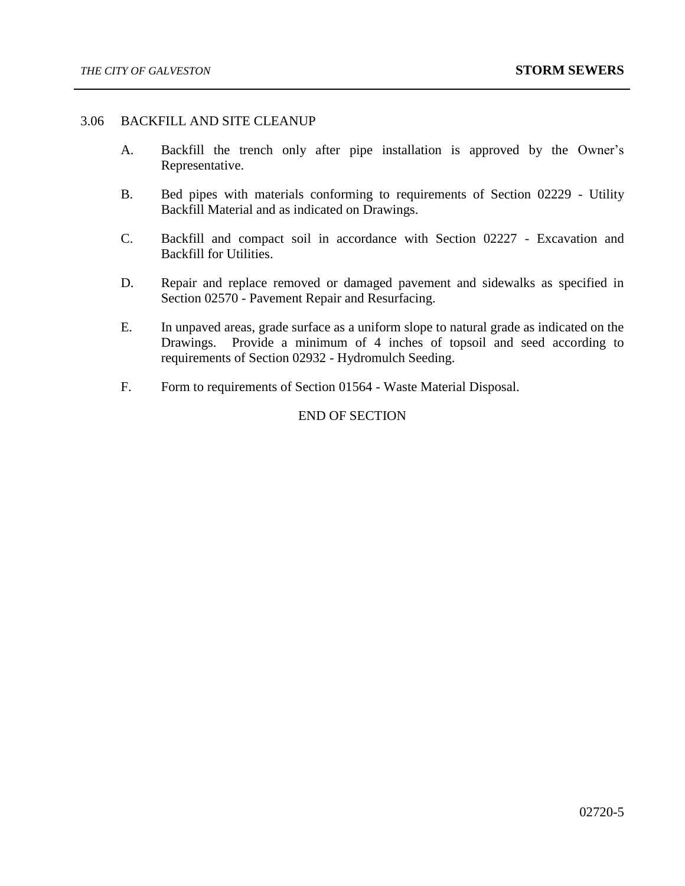## 3.06 BACKFILL AND SITE CLEANUP

A. Backfill the trench only after pipe installation is approved by the Owner's Representative.

B. Bed pipes with materials conforming to requirements of Section 02229 - Utility Backfill Material and as indicated on Drawings.

C. Backfill and compact soil in accordance with Section 02227 - Excavation and Backfill for Utilities.

D. Repair and replace removed or damaged pavement and sidewalks as specified in Section 02570 - Pavement Repair and Resurfacing.

E. In unpaved areas, grade surface as a uniform slope to natural grade as indicated on the Drawings. Provide a minimum of 4 inches of topsoil and seed according to requirements of Section 02932 - Hydromulch Seeding.

F. Form to requirements of Section 01564 - Waste Material Disposal.

END OF SECTION